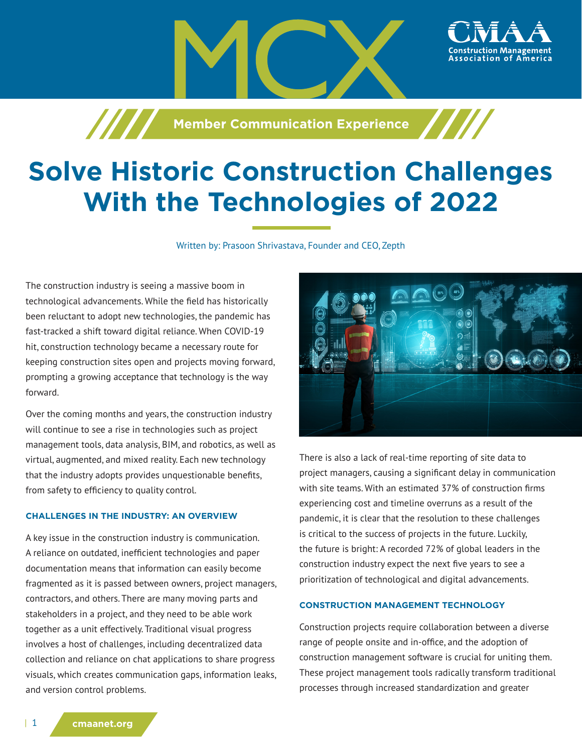MCX

Member Communication Experience

# Solve Historic Construction Challenges With the Technologies of 2022

Written by: Prasoon Shrivastava, Founder and CEO, Zepth

The construction industry is seeing a massive boom in technological advancements. While the field has historically been reluctant to adopt new technologies, the pandemic has fast-tracked a shift toward digital reliance. When COVID-19 hit, construction technology became a necessary route for keeping construction sites open and projects moving forward, prompting a growing acceptance that technology is the way forward.

Over the coming months and years, the construction industry will continue to see a rise in technologies such as project management tools, data analysis, BIM, and robotics, as well as virtual, augmented, and mixed reality. Each new technology that the industry adopts provides unquestionable benefits, from safety to efficiency to quality control.

### CHALLENGES IN THE INDUSTRY: AN OVERVIEW

A key issue in the construction industry is communication. A reliance on outdated, inefficient technologies and paper documentation means that information can easily become fragmented as it is passed between owners, project managers, contractors, and others. There are many moving parts and stakeholders in a project, and they need to be able work together as a unit effectively. Traditional visual progress involves a host of challenges, including decentralized data collection and reliance on chat applications to share progress visuals, which creates communication gaps, information leaks, and version control problems.

There is also a lack of real-time reporting of site data to project managers, causing a significant delay in communication with site teams. With an estimated 37% of construction firms experiencing cost and timeline overruns as a result of the pandemic, it is clear that the resolution to these challenges is critical to the success of projects in the future. Luckily, the future is bright: A recorded 72% of global leaders in the construction industry expect the next five years to see a prioritization of technological and digital advancements.

### CONSTRUCTION MANAGEMENT TECHNOLOGY

Construction projects require collaboration between a diverse range of people onsite and in-office, and the adoption of construction management software is crucial for uniting them. These project management tools radically transform traditional processes through increased standardization and greater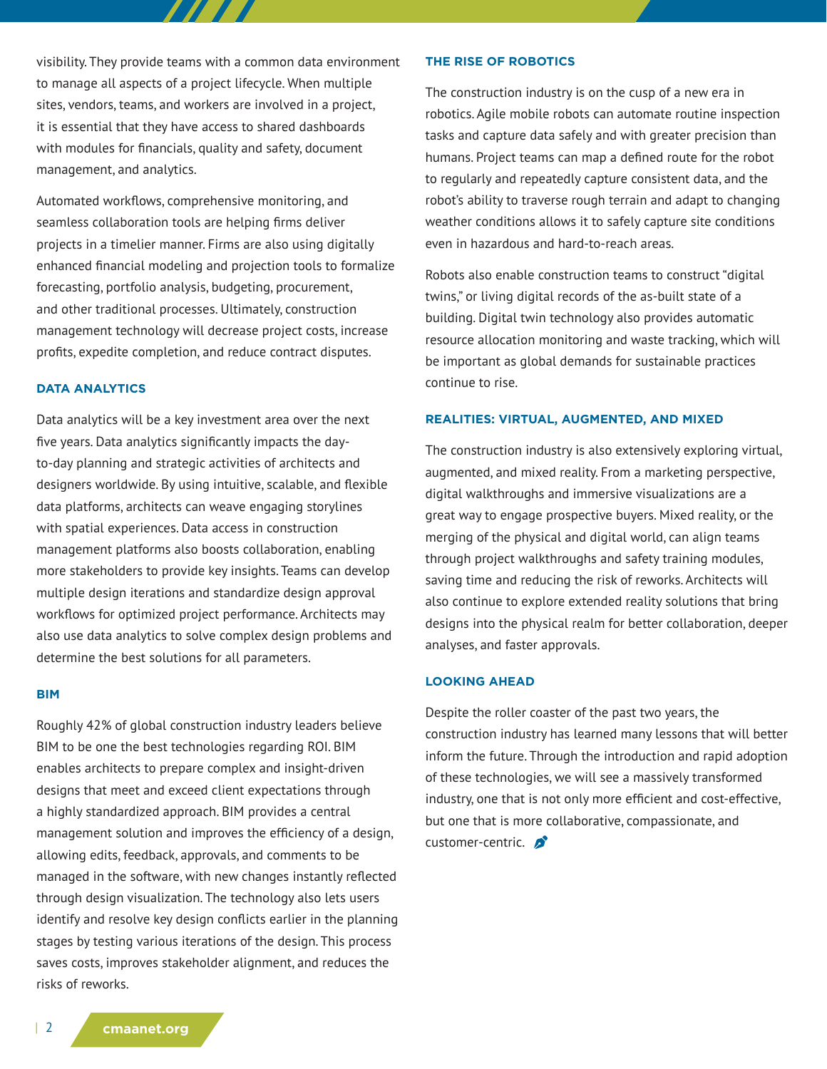visibility. They provide teams with a common data environment to manage all aspects of a project lifecycle. When multiple sites, vendors, teams, and workers are involved in a project, it is essential that they have access to shared dashboards with modules for financials, quality and safety, document management, and analytics.

Automated workflows, comprehensive monitoring, and seamless collaboration tools are helping firms deliver projects in a timelier manner. Firms are also using digitally enhanced financial modeling and projection tools to formalize forecasting, portfolio analysis, budgeting, procurement, and other traditional processes. Ultimately, construction management technology will decrease project costs, increase profits, expedite completion, and reduce contract disputes.

## DATA ANALYTICS

Data analytics will be a key investment area over the next five years. Data analytics significantly impacts the day-to-day planning and strategic activities of architects and designers worldwide. By using intuitive, scalable, and flexible data platforms, architects can weave engaging storylines with spatial experiences. Data access in construction management platforms also boosts collaboration, enabling more stakeholders to provide key insights. Teams can develop multiple design iterations and standardize design approval workflows for optimized project performance. Architects may also use data analytics to solve complex design problems and determine the best solutions for all parameters.

## BIM

Roughly 42% of global construction industry leaders believe BIM to be one the best technologies regarding ROI. BIM enables architects to prepare complex and insight-driven designs that meet and exceed client expectations through a highly standardized approach. BIM provides a central management solution and improves the efficiency of a design, allowing edits, feedback, approvals, and comments to be managed in the software, with new changes instantly reflected through design visualization. The technology also lets users identify and resolve key design conflicts earlier in the planning stages by testing various iterations of the design. This process saves costs, improves stakeholder alignment, and reduces the risks of reworks.

## THE RISE OF ROBOTICS

The construction industry is on the cusp of a new era in robotics. Agile mobile robots can automate routine inspection tasks and capture data safely and with greater precision than humans. Project teams can map a defined route for the robot to regularly and repeatedly capture consistent data, and the robot's ability to traverse rough terrain and adapt to changing weather conditions allows it to safely capture site conditions even in hazardous and hard-to-reach areas.

Robots also enable construction teams to construct "digital twins," or living digital records of the as-built state of a building. Digital twin technology also provides automatic resource allocation monitoring and waste tracking, which will be important as global demands for sustainable practices continue to rise.

## REALITIES: VIRTUAL, AUGMENTED, AND MIXED

The construction industry is also extensively exploring virtual, augmented, and mixed reality. From a marketing perspective, digital walkthroughs and immersive visualizations are a great way to engage prospective buyers. Mixed reality, or the merging of the physical and digital world, can align teams through project walkthroughs and safety training modules, saving time and reducing the risk of reworks. Architects will also continue to explore extended reality solutions that bring designs into the physical realm for better collaboration, deeper analyses, and faster approvals.

## LOOKING AHEAD

Despite the roller coaster of the past two years, the construction industry has learned many lessons that will better inform the future. Through the introduction and rapid adoption of these technologies, we will see a massively transformed industry, one that is not only more efficient and cost-effective, but one that is more collaborative, compassionate, and customer-centric.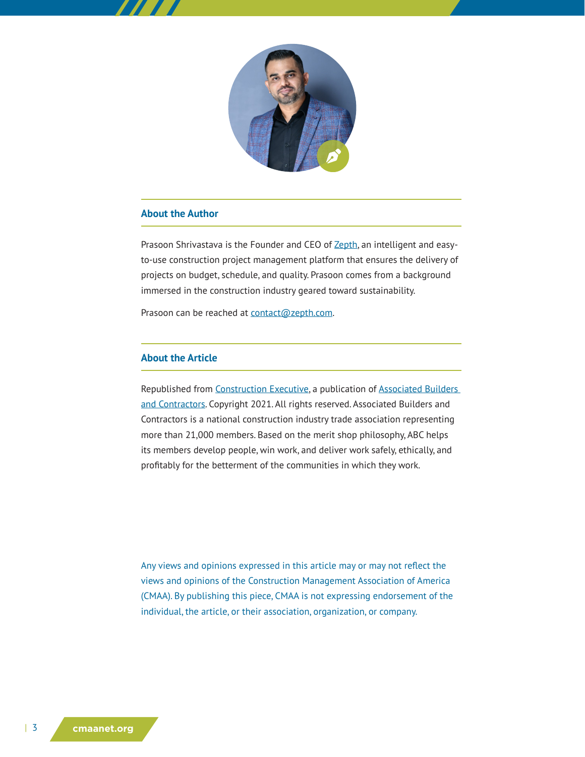## About the Author

Prasoon Shrivastava is the Founder and CEO of Zepth, an intelligent and easy-to-use construction project management platform that ensures the delivery of projects on budget, schedule, and quality. Prasoon comes from a background immersed in the construction industry geared toward sustainability.

Prasoon can be reached at contact@zepth.com.

## About the Article

Republished from Construction Executive, a publication of Associated Builders and Contractors. Copyright 2021. All rights reserved. Associated Builders and Contractors is a national construction industry trade association representing more than 21,000 members. Based on the merit shop philosophy, ABC helps its members develop people, win work, and deliver work safely, ethically, and profitably for the betterment of the communities in which they work.

Any views and opinions expressed in this article may or may not reflect the views and opinions of the Construction Management Association of America (CMAA). By publishing this piece, CMAA is not expressing endorsement of the individual, the article, or their association, organization, or company.